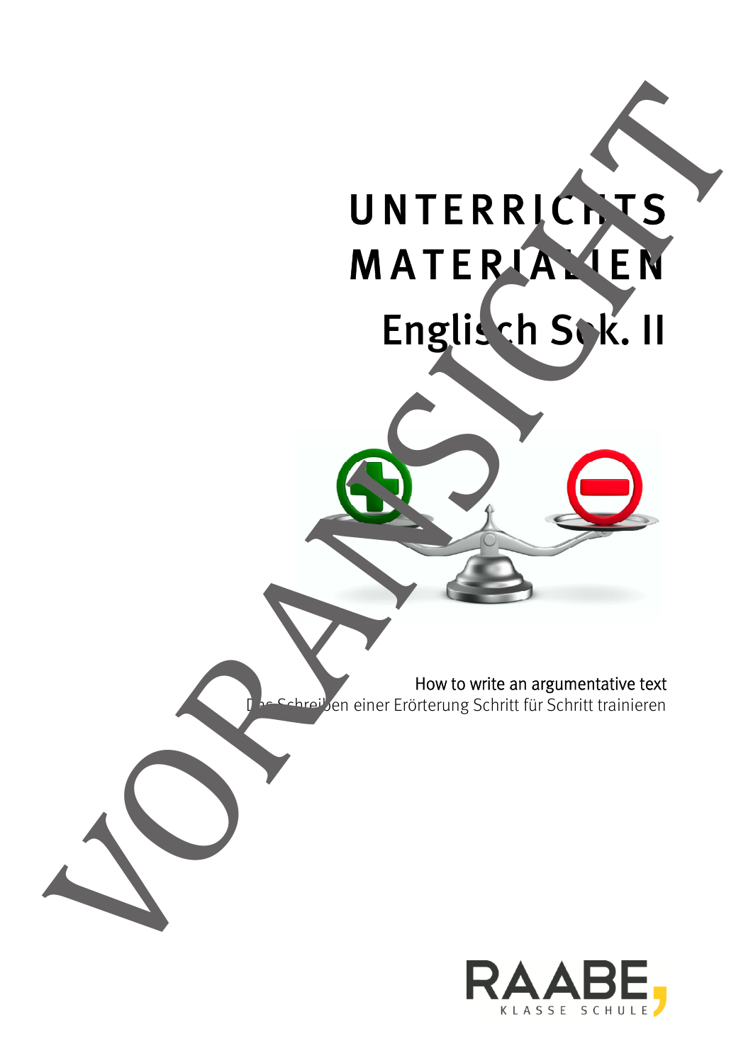# UNTERRICHTS MATERIALIEN

## Englisch Sek. II

How to write an argumentative text

Das Schreiben einer Erörterung Schritt für Schritt trainieren

RAABE KLASSE SCHULE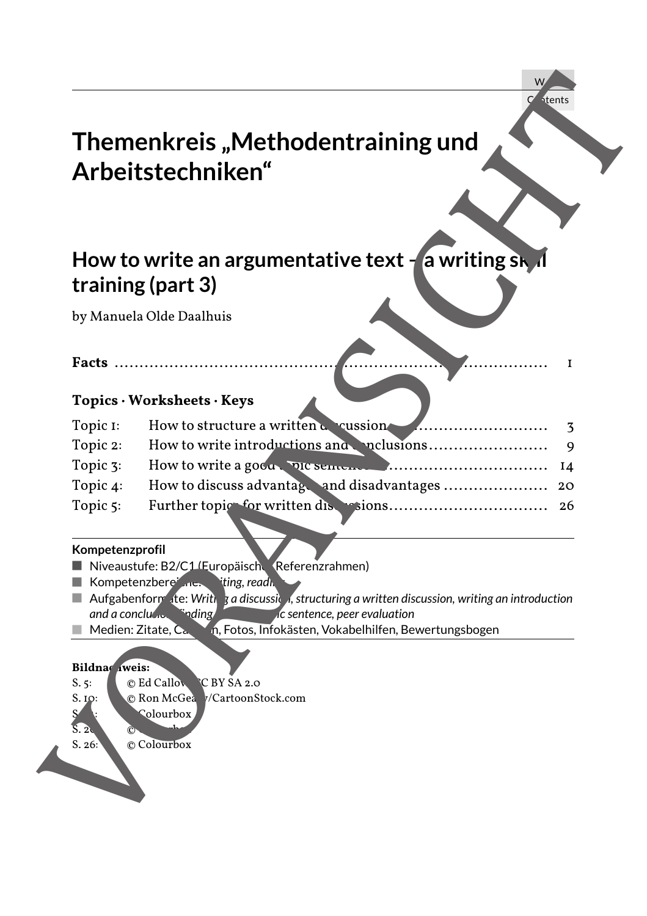# Themenkreis „Methodentraining und Arbeitstechniken"

## How to write an argumentative text – a writing skill training (part 3)

by Manuela Olde Daalhuis

**Facts** ........................................................................................ 1

**Topics · Worksheets · Keys**

| | | |
|---|---|---|
| Topic 1: | How to structure a written discussion | 3 |
| Topic 2: | How to write introductions and conclusions | 9 |
| Topic 3: | How to write a good topic sentence | 14 |
| Topic 4: | How to discuss advantages and disadvantages | 20 |
| Topic 5: | Further topics for written discussions | 26 |

**Kompetenzprofil**

- Niveaustufe: B2/C1 (Europäischer Referenzrahmen)
- Kompetenzbereiche: *Writing, reading*
- Aufgabenformate: *Writing a discussion, structuring a written discussion, writing an introduction and a conclusion, finding a topic sentence, peer evaluation*
- Medien: Zitate, Cartoon, Fotos, Infokästen, Vokabelhilfen, Bewertungsbogen

**Bildnachweis:**

S. 5: © Ed Callow, CC BY SA 2.0
S. 10: © Ron McGeary/CartoonStock.com
S. 1: © Colourbox
S. 2: © Colourbox
S. 26: © Colourbox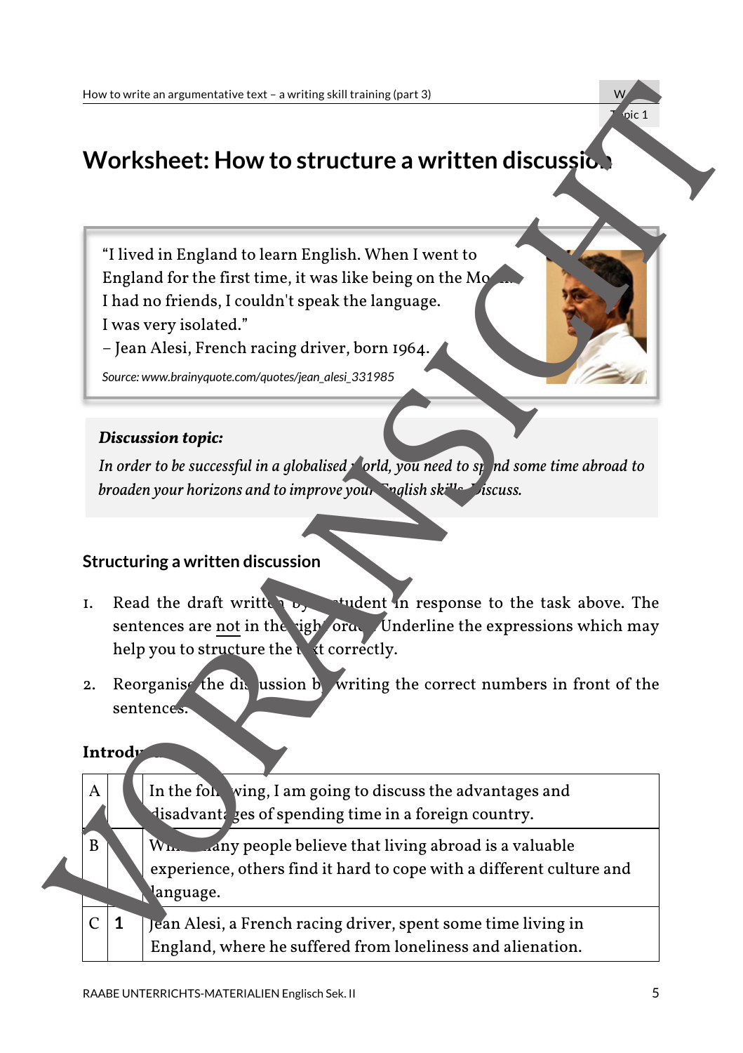# Worksheet: How to structure a written discussion

> "I lived in England to learn English. When I went to England for the first time, it was like being on the Moon. I had no friends, I couldn't speak the language. I was very isolated."
> – Jean Alesi, French racing driver, born 1964.
>
> *Source: www.brainyquote.com/quotes/jean_alesi_331985*

***Discussion topic:***

*In order to be successful in a globalised world, you need to spend some time abroad to broaden your horizons and to improve your English skills. Discuss.*

### Structuring a written discussion

1. Read the draft written by a student in response to the task above. The sentences are not in the right order. Underline the expressions which may help you to structure the text correctly.
2. Reorganise the discussion by writing the correct numbers in front of the sentences.

**Introduction**

| | | |
|---|---|---|
| A | | In the following, I am going to discuss the advantages and disadvantages of spending time in a foreign country. |
| B | | While many people believe that living abroad is a valuable experience, others find it hard to cope with a different culture and language. |
| C | **1** | Jean Alesi, a French racing driver, spent some time living in England, where he suffered from loneliness and alienation. |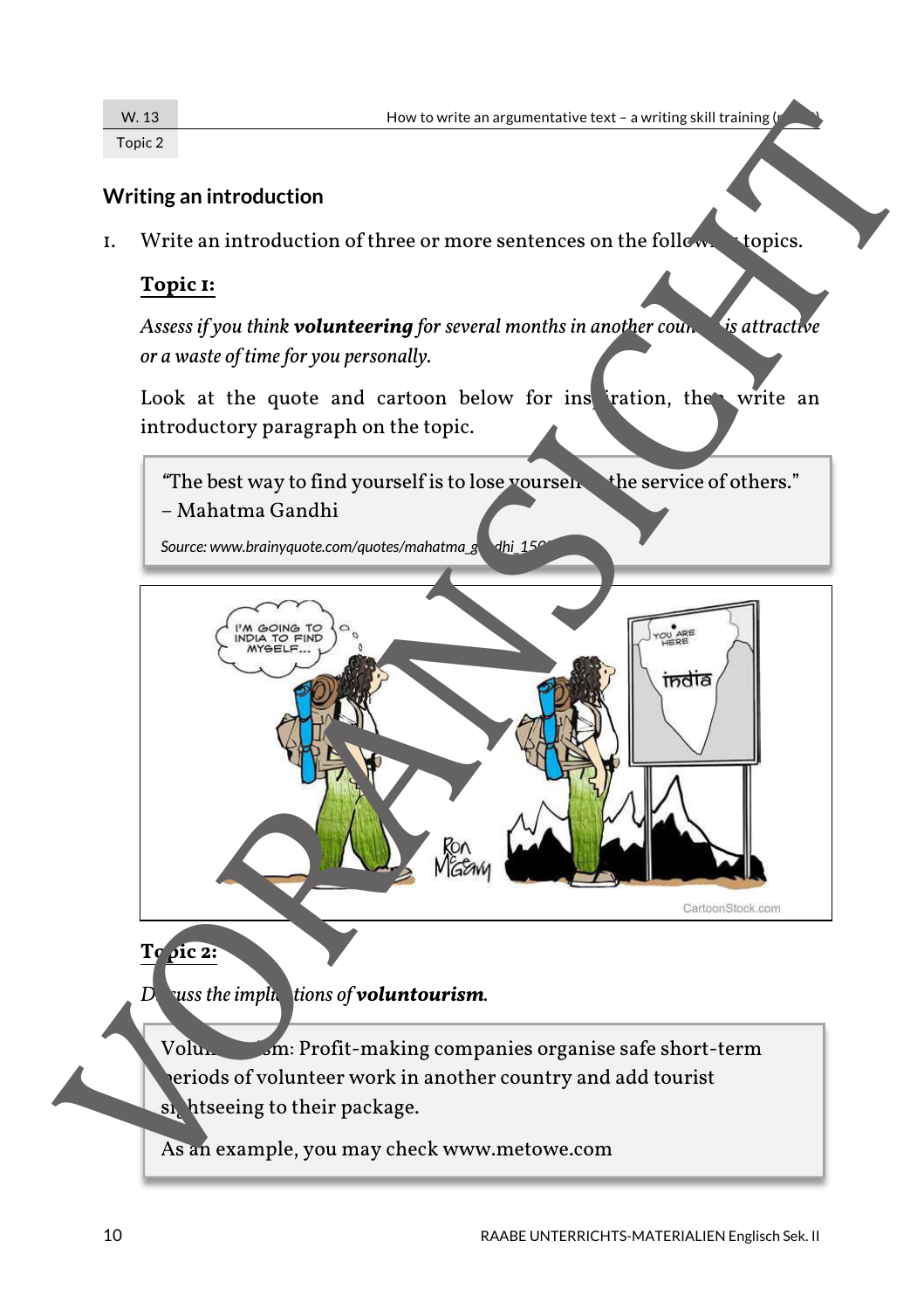## Writing an introduction

1. Write an introduction of three or more sentences on the following topics.

**Topic 1:**

*Assess if you think **volunteering** for several months in another country is attractive or a waste of time for you personally.*

Look at the quote and cartoon below for inspiration, then write an introductory paragraph on the topic.

> "The best way to find yourself is to lose yourself in the service of others."
> – Mahatma Gandhi
>
> *Source: www.brainyquote.com/quotes/mahatma_gandhi_150*

**Topic 2:**

*Discuss the implications of **voluntourism**.*

> Voluntourism: Profit-making companies organise safe short-term periods of volunteer work in another country and add tourist sightseeing to their package.
>
> As an example, you may check www.metowe.com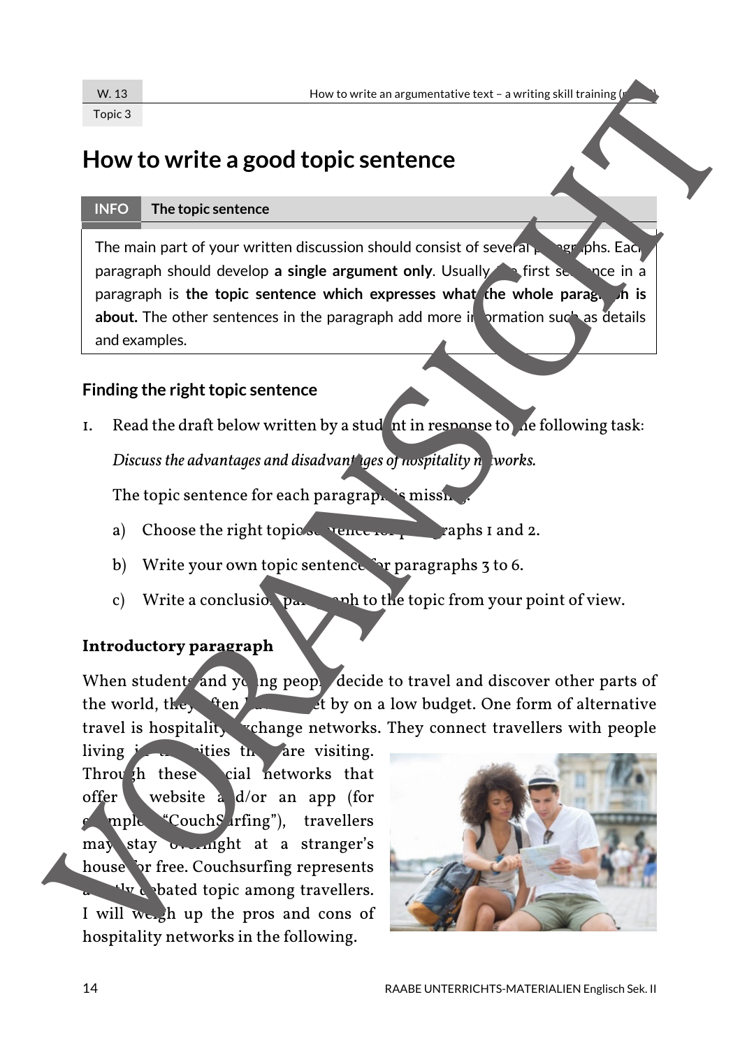# How to write a good topic sentence

**INFO** **The topic sentence**

The main part of your written discussion should consist of several paragraphs. Each paragraph should develop **a single argument only**. Usually the first sentence in a paragraph is **the topic sentence which expresses what the whole paragraph is about.** The other sentences in the paragraph add more information such as details and examples.

### Finding the right topic sentence

1. Read the draft below written by a student in response to the following task:

   *Discuss the advantages and disadvantages of hospitality networks.*

   The topic sentence for each paragraph is missing.

   a) Choose the right topic sentence for paragraphs 1 and 2.

   b) Write your own topic sentence for paragraphs 3 to 6.

   c) Write a conclusion paragraph to the topic from your point of view.

**Introductory paragraph**

When students and young people decide to travel and discover other parts of the world, they often have to get by on a low budget. One form of alternative travel is hospitality exchange networks. They connect travellers with people living in the cities they are visiting. Through these social networks that offer a website and/or an app (for example "CouchSurfing"), travellers may stay overnight at a stranger's house for free. Couchsurfing represents a hotly debated topic among travellers. I will weigh up the pros and cons of hospitality networks in the following.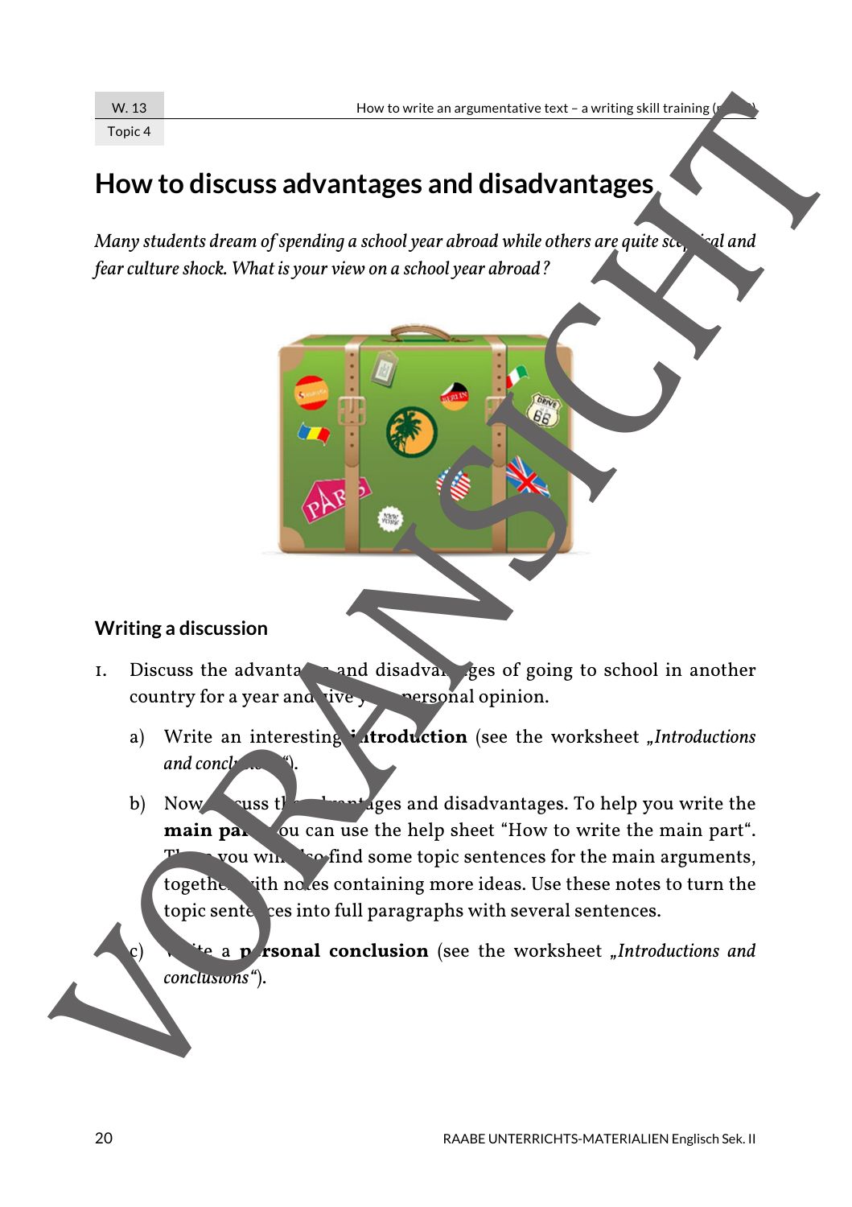W. 13

Topic 4

# How to discuss advantages and disadvantages

*Many students dream of spending a school year abroad while others are quite sceptical and fear culture shock. What is your view on a school year abroad?*

## Writing a discussion

1. Discuss the advantages and disadvantages of going to school in another country for a year and give your personal opinion.

   a) Write an interesting **introduction** (see the worksheet *„Introductions and conclusions“*).

   b) Now discuss the advantages and disadvantages. To help you write the **main part** you can use the help sheet “How to write the main part“. There you will also find some topic sentences for the main arguments, together with notes containing more ideas. Use these notes to turn the topic sentences into full paragraphs with several sentences.

   c) Write a **personal conclusion** (see the worksheet *„Introductions and conclusions“*).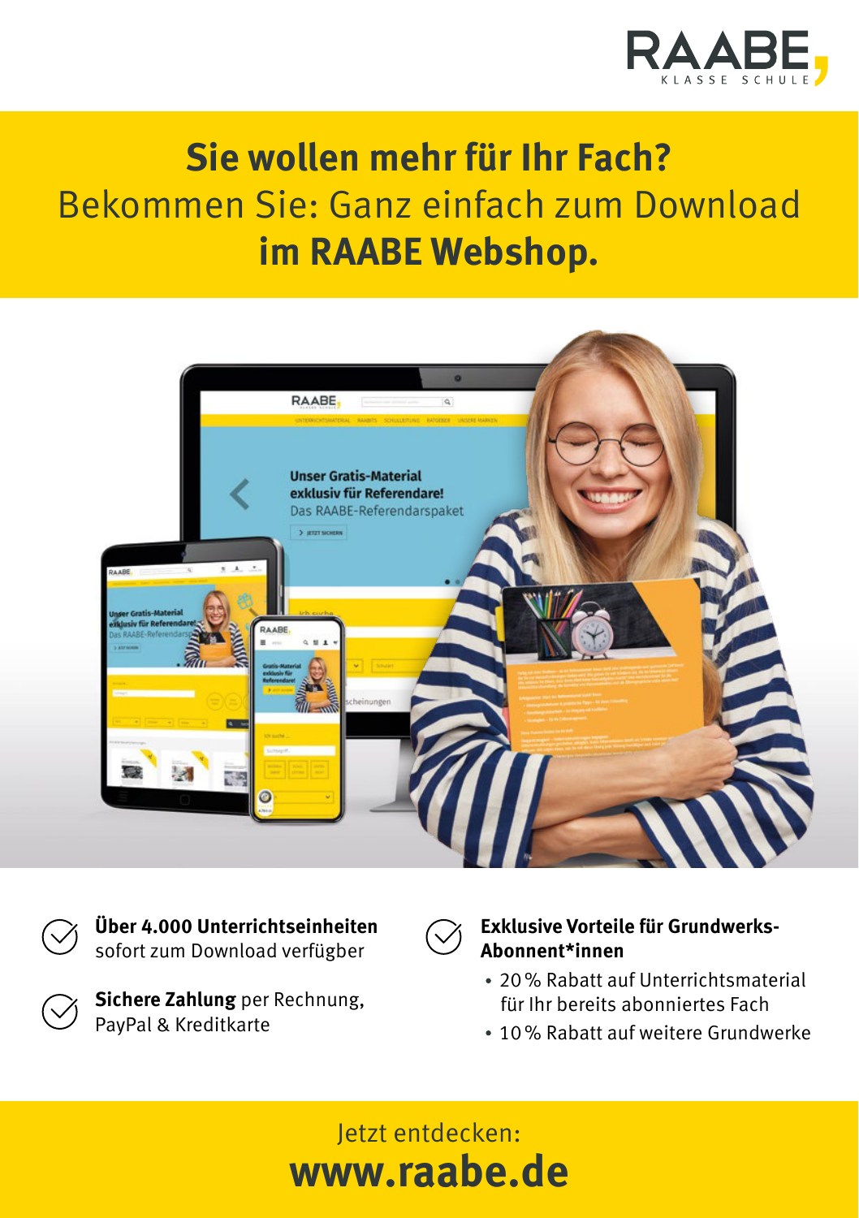RAABE KLASSE SCHULE

# Sie wollen mehr für Ihr Fach?

Bekommen Sie: Ganz einfach zum Download **im RAABE Webshop.**

- **Über 4.000 Unterrichtseinheiten** sofort zum Download verfügber
- **Sichere Zahlung** per Rechnung, PayPal & Kreditkarte

**Exklusive Vorteile für Grundwerks-Abonnent\*innen**

- 20 % Rabatt auf Unterrichtsmaterial für Ihr bereits abonniertes Fach
- 10 % Rabatt auf weitere Grundwerke

Jetzt entdecken:

**www.raabe.de**